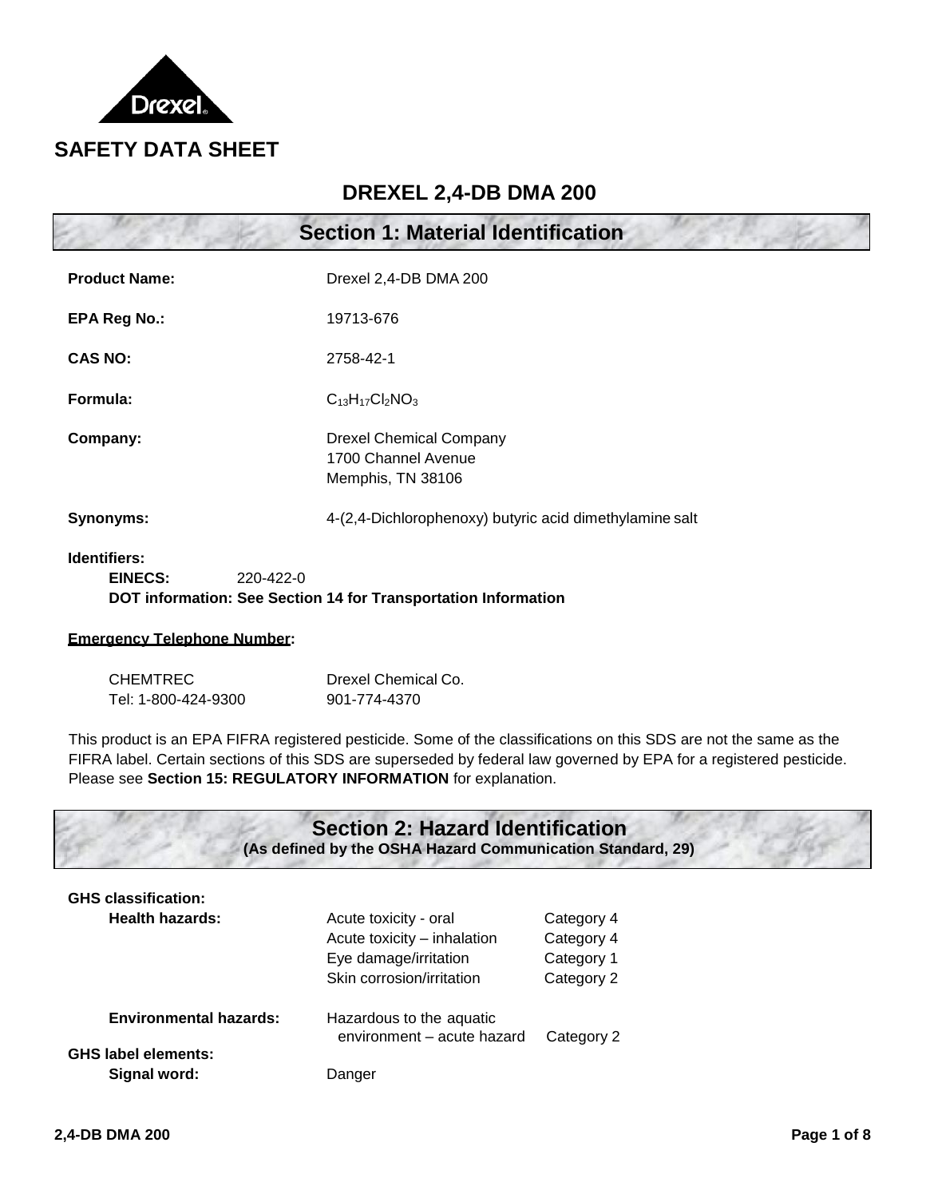Drexel

# SAFETY DATA SHEET

## DREXEL 2,4-DB DMA 200

## Section 1: Material Identification

**Product Name:** Drexel 2,4-DB DMA 200

**EPA Reg No.:** 19713-676

**CAS NO:** 2758-42-1

**Formula:** $C_{13}H_{17}Cl_2NO_3$

**Company:** Drexel Chemical Company
1700 Channel Avenue
Memphis, TN 38106

**Synonyms:** 4-(2,4-Dichlorophenoxy) butyric acid dimethylamine salt

**Identifiers:**
**EINECS:** 220-422-0
**DOT information: See Section 14 for Transportation Information**

**Emergency Telephone Number:**

CHEMTREC
Tel: 1-800-424-9300

Drexel Chemical Co.
901-774-4370

This product is an EPA FIFRA registered pesticide. Some of the classifications on this SDS are not the same as the FIFRA label. Certain sections of this SDS are superseded by federal law governed by EPA for a registered pesticide. Please see **Section 15: REGULATORY INFORMATION** for explanation.

## Section 2: Hazard Identification

**(As defined by the OSHA Hazard Communication Standard, 29)**

**GHS classification:**

| | | |
|---|---|---|
| **Health hazards:** | Acute toxicity - oral | Category 4 |
| | Acute toxicity – inhalation | Category 4 |
| | Eye damage/irritation | Category 1 |
| | Skin corrosion/irritation | Category 2 |
| **Environmental hazards:** | Hazardous to the aquatic environment – acute hazard | Category 2 |

**GHS label elements:**

**Signal word:** Danger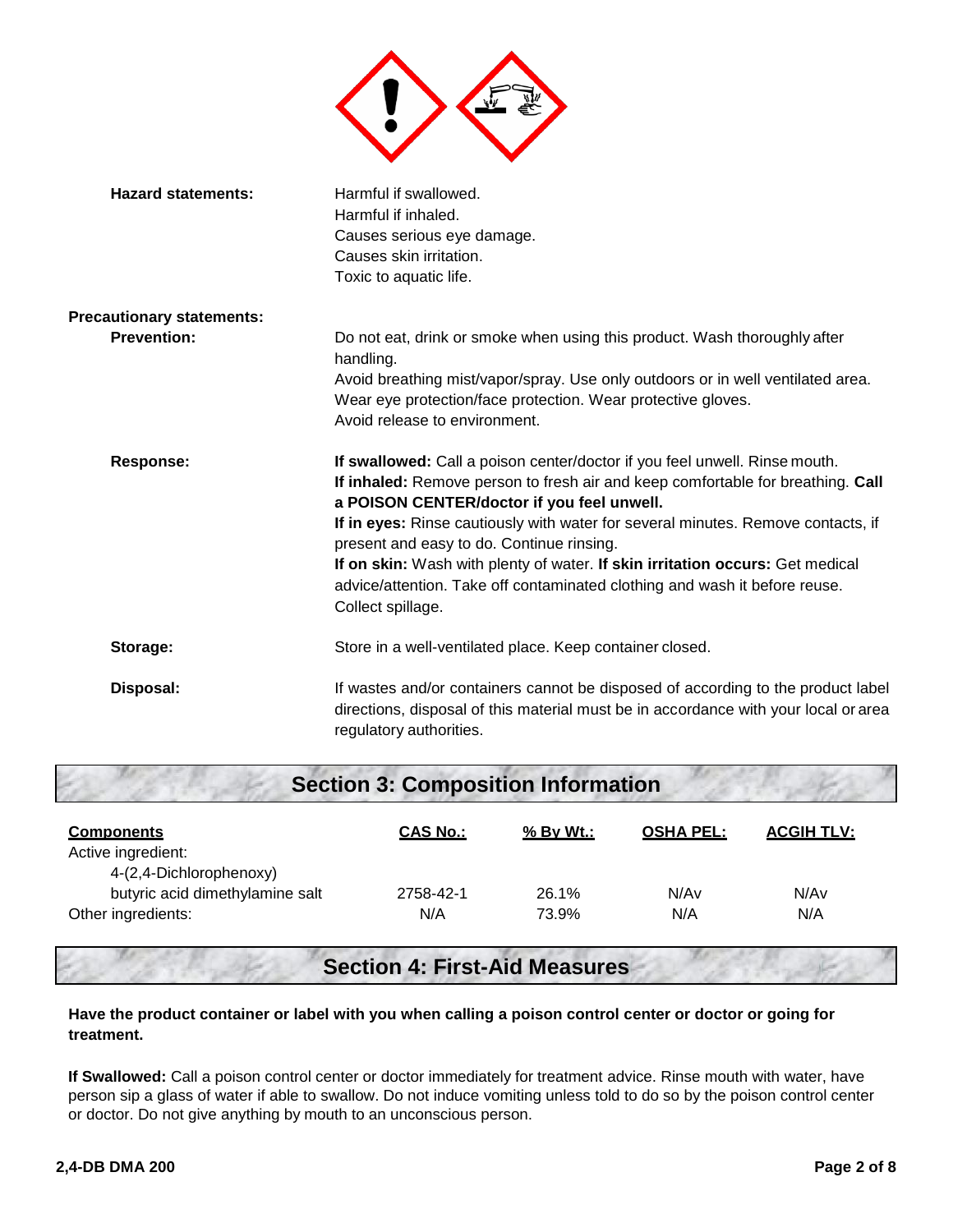**Hazard statements:** Harmful if swallowed.
Harmful if inhaled.
Causes serious eye damage.
Causes skin irritation.
Toxic to aquatic life.

**Precautionary statements:**

**Prevention:** Do not eat, drink or smoke when using this product. Wash thoroughly after handling.
Avoid breathing mist/vapor/spray. Use only outdoors or in well ventilated area.
Wear eye protection/face protection. Wear protective gloves.
Avoid release to environment.

**Response:** **If swallowed:** Call a poison center/doctor if you feel unwell. Rinse mouth.
**If inhaled:** Remove person to fresh air and keep comfortable for breathing. **Call a POISON CENTER/doctor if you feel unwell.**
**If in eyes:** Rinse cautiously with water for several minutes. Remove contacts, if present and easy to do. Continue rinsing.
**If on skin:** Wash with plenty of water. **If skin irritation occurs:** Get medical advice/attention. Take off contaminated clothing and wash it before reuse.
Collect spillage.

**Storage:** Store in a well-ventilated place. Keep container closed.

**Disposal:** If wastes and/or containers cannot be disposed of according to the product label directions, disposal of this material must be in accordance with your local or area regulatory authorities.

## Section 3: Composition Information

| Components | CAS No.: | % By Wt.: | OSHA PEL: | ACGIH TLV: |
|---|---|---|---|---|
| Active ingredient: 4-(2,4-Dichlorophenoxy) butyric acid dimethylamine salt | 2758-42-1 | 26.1% | N/Av | N/Av |
| Other ingredients: | N/A | 73.9% | N/A | N/A |

## Section 4: First-Aid Measures

**Have the product container or label with you when calling a poison control center or doctor or going for treatment.**

**If Swallowed:** Call a poison control center or doctor immediately for treatment advice. Rinse mouth with water, have person sip a glass of water if able to swallow. Do not induce vomiting unless told to do so by the poison control center or doctor. Do not give anything by mouth to an unconscious person.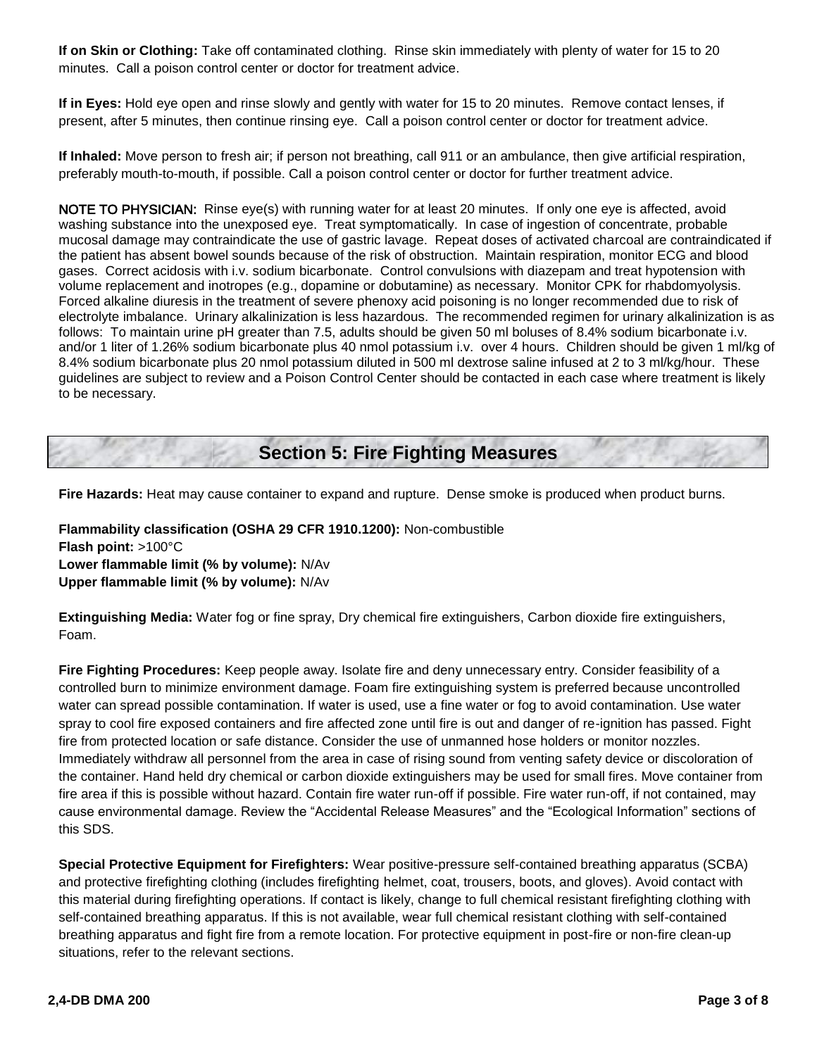**If on Skin or Clothing:** Take off contaminated clothing. Rinse skin immediately with plenty of water for 15 to 20 minutes. Call a poison control center or doctor for treatment advice.

**If in Eyes:** Hold eye open and rinse slowly and gently with water for 15 to 20 minutes. Remove contact lenses, if present, after 5 minutes, then continue rinsing eye. Call a poison control center or doctor for treatment advice.

**If Inhaled:** Move person to fresh air; if person not breathing, call 911 or an ambulance, then give artificial respiration, preferably mouth-to-mouth, if possible. Call a poison control center or doctor for further treatment advice.

NOTE TO PHYSICIAN: Rinse eye(s) with running water for at least 20 minutes. If only one eye is affected, avoid washing substance into the unexposed eye. Treat symptomatically. In case of ingestion of concentrate, probable mucosal damage may contraindicate the use of gastric lavage. Repeat doses of activated charcoal are contraindicated if the patient has absent bowel sounds because of the risk of obstruction. Maintain respiration, monitor ECG and blood gases. Correct acidosis with i.v. sodium bicarbonate. Control convulsions with diazepam and treat hypotension with volume replacement and inotropes (e.g., dopamine or dobutamine) as necessary. Monitor CPK for rhabdomyolysis. Forced alkaline diuresis in the treatment of severe phenoxy acid poisoning is no longer recommended due to risk of electrolyte imbalance. Urinary alkalinization is less hazardous. The recommended regimen for urinary alkalinization is as follows: To maintain urine pH greater than 7.5, adults should be given 50 ml boluses of 8.4% sodium bicarbonate i.v. and/or 1 liter of 1.26% sodium bicarbonate plus 40 nmol potassium i.v. over 4 hours. Children should be given 1 ml/kg of 8.4% sodium bicarbonate plus 20 nmol potassium diluted in 500 ml dextrose saline infused at 2 to 3 ml/kg/hour. These guidelines are subject to review and a Poison Control Center should be contacted in each case where treatment is likely to be necessary.

## Section 5: Fire Fighting Measures

**Fire Hazards:** Heat may cause container to expand and rupture. Dense smoke is produced when product burns.

**Flammability classification (OSHA 29 CFR 1910.1200):** Non-combustible
**Flash point:** >100°C
**Lower flammable limit (% by volume):** N/Av
**Upper flammable limit (% by volume):** N/Av

**Extinguishing Media:** Water fog or fine spray, Dry chemical fire extinguishers, Carbon dioxide fire extinguishers, Foam.

**Fire Fighting Procedures:** Keep people away. Isolate fire and deny unnecessary entry. Consider feasibility of a controlled burn to minimize environment damage. Foam fire extinguishing system is preferred because uncontrolled water can spread possible contamination. If water is used, use a fine water or fog to avoid contamination. Use water spray to cool fire exposed containers and fire affected zone until fire is out and danger of re-ignition has passed. Fight fire from protected location or safe distance. Consider the use of unmanned hose holders or monitor nozzles. Immediately withdraw all personnel from the area in case of rising sound from venting safety device or discoloration of the container. Hand held dry chemical or carbon dioxide extinguishers may be used for small fires. Move container from fire area if this is possible without hazard. Contain fire water run-off if possible. Fire water run-off, if not contained, may cause environmental damage. Review the "Accidental Release Measures" and the "Ecological Information" sections of this SDS.

**Special Protective Equipment for Firefighters:** Wear positive-pressure self-contained breathing apparatus (SCBA) and protective firefighting clothing (includes firefighting helmet, coat, trousers, boots, and gloves). Avoid contact with this material during firefighting operations. If contact is likely, change to full chemical resistant firefighting clothing with self-contained breathing apparatus. If this is not available, wear full chemical resistant clothing with self-contained breathing apparatus and fight fire from a remote location. For protective equipment in post-fire or non-fire clean-up situations, refer to the relevant sections.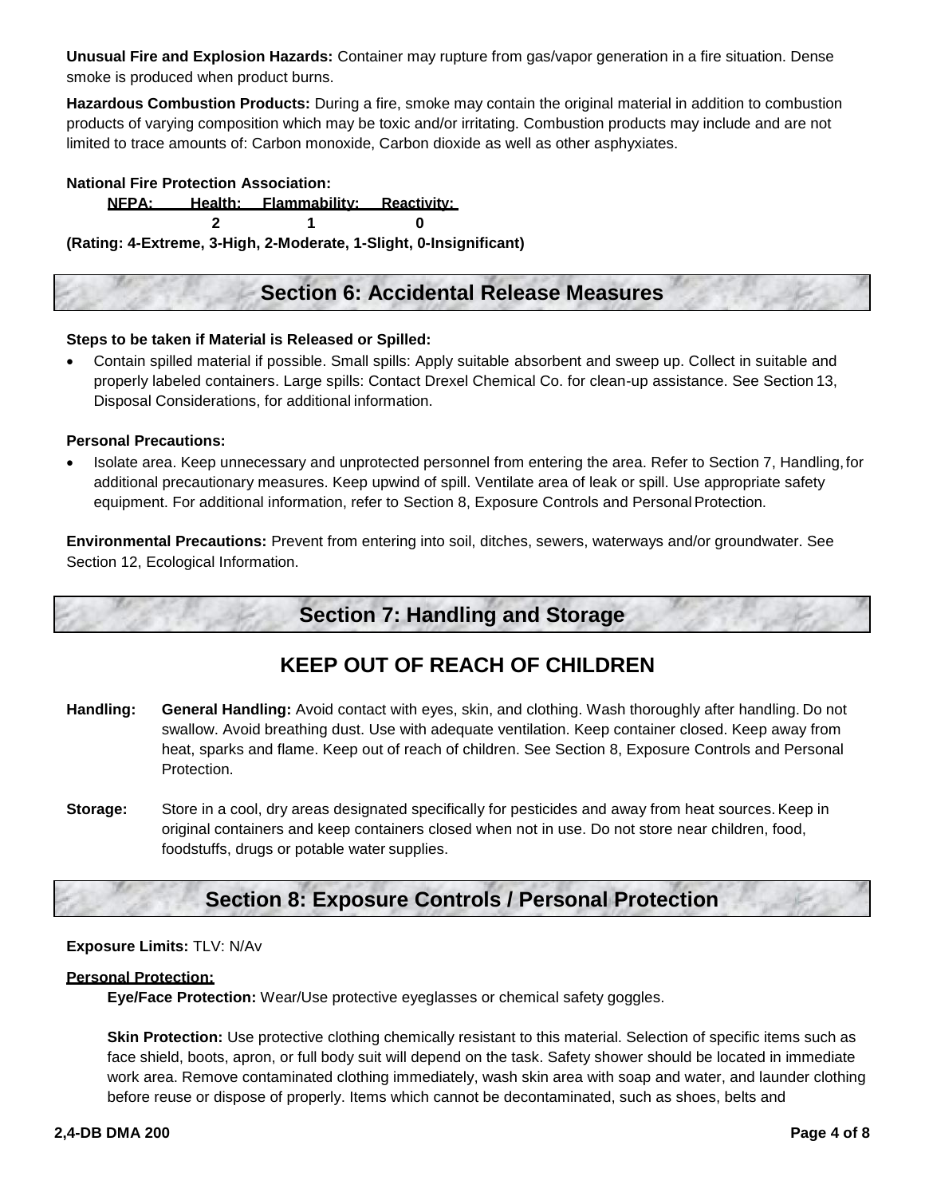**Unusual Fire and Explosion Hazards:** Container may rupture from gas/vapor generation in a fire situation. Dense smoke is produced when product burns.

**Hazardous Combustion Products:** During a fire, smoke may contain the original material in addition to combustion products of varying composition which may be toxic and/or irritating. Combustion products may include and are not limited to trace amounts of: Carbon monoxide, Carbon dioxide as well as other asphyxiates.

**National Fire Protection Association:**

| NFPA: | Health: | Flammability: | Reactivity: |
|---|---|---|---|
| | 2 | 1 | 0 |

**(Rating: 4-Extreme, 3-High, 2-Moderate, 1-Slight, 0-Insignificant)**

## Section 6: Accidental Release Measures

**Steps to be taken if Material is Released or Spilled:**

- Contain spilled material if possible. Small spills: Apply suitable absorbent and sweep up. Collect in suitable and properly labeled containers. Large spills: Contact Drexel Chemical Co. for clean-up assistance. See Section 13, Disposal Considerations, for additional information.

**Personal Precautions:**

- Isolate area. Keep unnecessary and unprotected personnel from entering the area. Refer to Section 7, Handling, for additional precautionary measures. Keep upwind of spill. Ventilate area of leak or spill. Use appropriate safety equipment. For additional information, refer to Section 8, Exposure Controls and Personal Protection.

**Environmental Precautions:** Prevent from entering into soil, ditches, sewers, waterways and/or groundwater. See Section 12, Ecological Information.

## Section 7: Handling and Storage

### KEEP OUT OF REACH OF CHILDREN

**Handling:** **General Handling:** Avoid contact with eyes, skin, and clothing. Wash thoroughly after handling. Do not swallow. Avoid breathing dust. Use with adequate ventilation. Keep container closed. Keep away from heat, sparks and flame. Keep out of reach of children. See Section 8, Exposure Controls and Personal Protection.

**Storage:** Store in a cool, dry areas designated specifically for pesticides and away from heat sources. Keep in original containers and keep containers closed when not in use. Do not store near children, food, foodstuffs, drugs or potable water supplies.

## Section 8: Exposure Controls / Personal Protection

**Exposure Limits:** TLV: N/Av

**Personal Protection:**

**Eye/Face Protection:** Wear/Use protective eyeglasses or chemical safety goggles.

**Skin Protection:** Use protective clothing chemically resistant to this material. Selection of specific items such as face shield, boots, apron, or full body suit will depend on the task. Safety shower should be located in immediate work area. Remove contaminated clothing immediately, wash skin area with soap and water, and launder clothing before reuse or dispose of properly. Items which cannot be decontaminated, such as shoes, belts and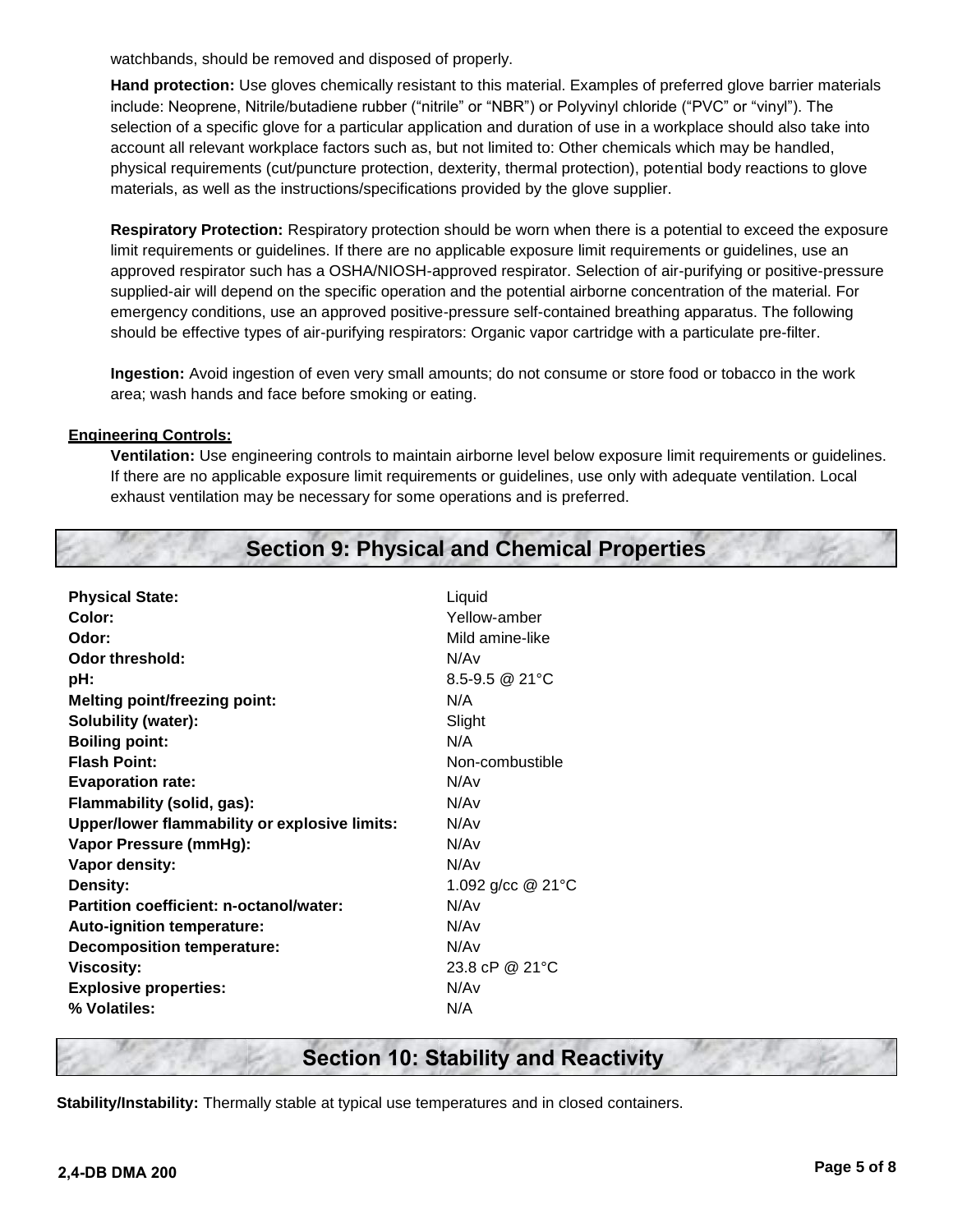watchbands, should be removed and disposed of properly.

**Hand protection:** Use gloves chemically resistant to this material. Examples of preferred glove barrier materials include: Neoprene, Nitrile/butadiene rubber ("nitrile" or "NBR") or Polyvinyl chloride ("PVC" or "vinyl"). The selection of a specific glove for a particular application and duration of use in a workplace should also take into account all relevant workplace factors such as, but not limited to: Other chemicals which may be handled, physical requirements (cut/puncture protection, dexterity, thermal protection), potential body reactions to glove materials, as well as the instructions/specifications provided by the glove supplier.

**Respiratory Protection:** Respiratory protection should be worn when there is a potential to exceed the exposure limit requirements or guidelines. If there are no applicable exposure limit requirements or guidelines, use an approved respirator such has a OSHA/NIOSH-approved respirator. Selection of air-purifying or positive-pressure supplied-air will depend on the specific operation and the potential airborne concentration of the material. For emergency conditions, use an approved positive-pressure self-contained breathing apparatus. The following should be effective types of air-purifying respirators: Organic vapor cartridge with a particulate pre-filter.

**Ingestion:** Avoid ingestion of even very small amounts; do not consume or store food or tobacco in the work area; wash hands and face before smoking or eating.

**Engineering Controls:**

**Ventilation:** Use engineering controls to maintain airborne level below exposure limit requirements or guidelines. If there are no applicable exposure limit requirements or guidelines, use only with adequate ventilation. Local exhaust ventilation may be necessary for some operations and is preferred.

## Section 9: Physical and Chemical Properties

| | |
|---|---|
| **Physical State:** | Liquid |
| **Color:** | Yellow-amber |
| **Odor:** | Mild amine-like |
| **Odor threshold:** | N/Av |
| **pH:** | 8.5-9.5 @ 21°C |
| **Melting point/freezing point:** | N/A |
| **Solubility (water):** | Slight |
| **Boiling point:** | N/A |
| **Flash Point:** | Non-combustible |
| **Evaporation rate:** | N/Av |
| **Flammability (solid, gas):** | N/Av |
| **Upper/lower flammability or explosive limits:** | N/Av |
| **Vapor Pressure (mmHg):** | N/Av |
| **Vapor density:** | N/Av |
| **Density:** | 1.092 g/cc @ 21°C |
| **Partition coefficient: n-octanol/water:** | N/Av |
| **Auto-ignition temperature:** | N/Av |
| **Decomposition temperature:** | N/Av |
| **Viscosity:** | 23.8 cP @ 21°C |
| **Explosive properties:** | N/Av |
| **% Volatiles:** | N/A |

## Section 10: Stability and Reactivity

**Stability/Instability:** Thermally stable at typical use temperatures and in closed containers.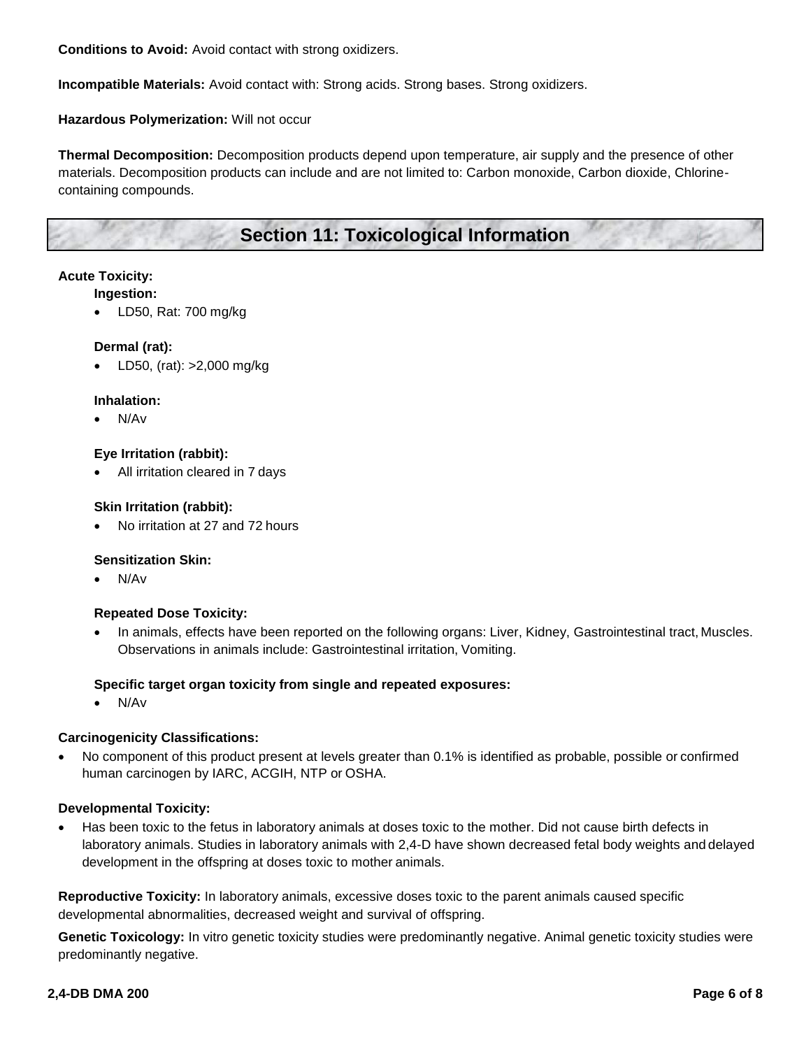**Conditions to Avoid:** Avoid contact with strong oxidizers.

**Incompatible Materials:** Avoid contact with: Strong acids. Strong bases. Strong oxidizers.

**Hazardous Polymerization:** Will not occur

**Thermal Decomposition:** Decomposition products depend upon temperature, air supply and the presence of other materials. Decomposition products can include and are not limited to: Carbon monoxide, Carbon dioxide, Chlorine-containing compounds.

## Section 11: Toxicological Information

**Acute Toxicity:**

**Ingestion:**

- LD50, Rat: 700 mg/kg

**Dermal (rat):**

- LD50, (rat): >2,000 mg/kg

**Inhalation:**

- N/Av

**Eye Irritation (rabbit):**

- All irritation cleared in 7 days

**Skin Irritation (rabbit):**

- No irritation at 27 and 72 hours

**Sensitization Skin:**

- N/Av

**Repeated Dose Toxicity:**

- In animals, effects have been reported on the following organs: Liver, Kidney, Gastrointestinal tract, Muscles. Observations in animals include: Gastrointestinal irritation, Vomiting.

**Specific target organ toxicity from single and repeated exposures:**

- N/Av

**Carcinogenicity Classifications:**

- No component of this product present at levels greater than 0.1% is identified as probable, possible or confirmed human carcinogen by IARC, ACGIH, NTP or OSHA.

**Developmental Toxicity:**

- Has been toxic to the fetus in laboratory animals at doses toxic to the mother. Did not cause birth defects in laboratory animals. Studies in laboratory animals with 2,4-D have shown decreased fetal body weights and delayed development in the offspring at doses toxic to mother animals.

**Reproductive Toxicity:** In laboratory animals, excessive doses toxic to the parent animals caused specific developmental abnormalities, decreased weight and survival of offspring.

**Genetic Toxicology:** In vitro genetic toxicity studies were predominantly negative. Animal genetic toxicity studies were predominantly negative.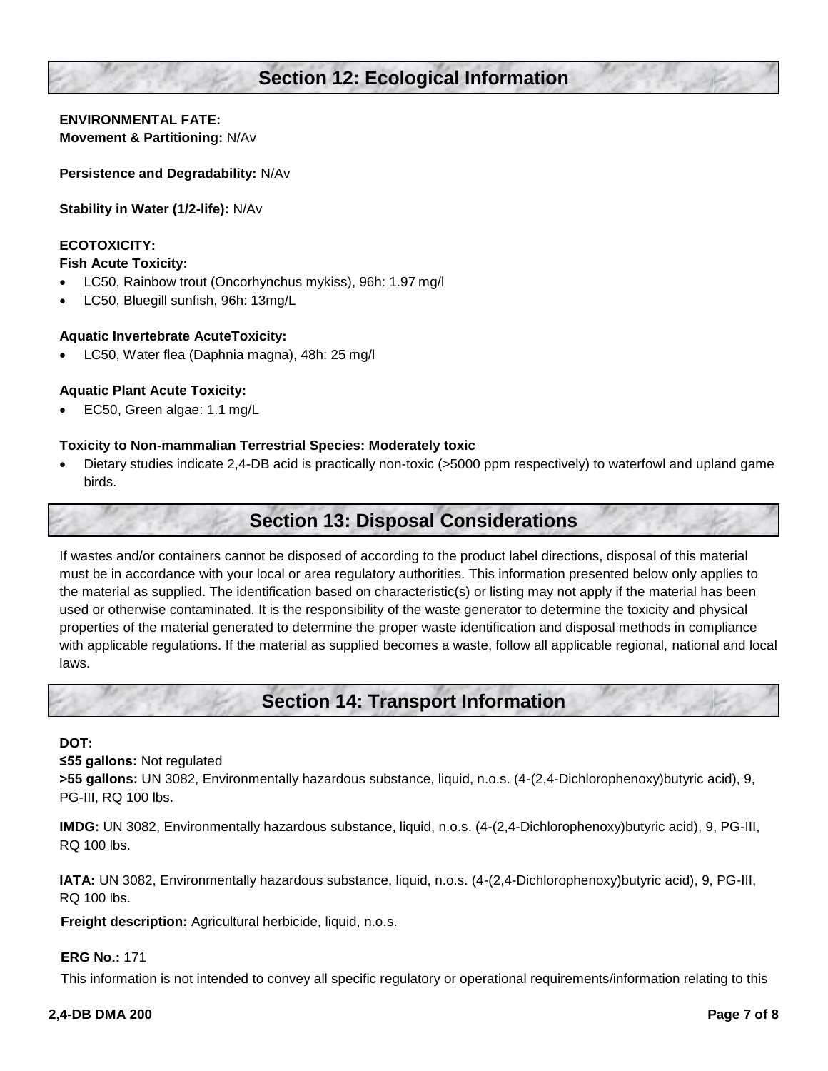## Section 12: Ecological Information

**ENVIRONMENTAL FATE:**
**Movement & Partitioning:** N/Av

**Persistence and Degradability:** N/Av

**Stability in Water (1/2-life):** N/Av

**ECOTOXICITY:**
**Fish Acute Toxicity:**

- LC50, Rainbow trout (Oncorhynchus mykiss), 96h: 1.97 mg/l
- LC50, Bluegill sunfish, 96h: 13mg/L

**Aquatic Invertebrate AcuteToxicity:**

- LC50, Water flea (Daphnia magna), 48h: 25 mg/l

**Aquatic Plant Acute Toxicity:**

- EC50, Green algae: 1.1 mg/L

**Toxicity to Non-mammalian Terrestrial Species: Moderately toxic**

- Dietary studies indicate 2,4-DB acid is practically non-toxic (>5000 ppm respectively) to waterfowl and upland game birds.

## Section 13: Disposal Considerations

If wastes and/or containers cannot be disposed of according to the product label directions, disposal of this material must be in accordance with your local or area regulatory authorities. This information presented below only applies to the material as supplied. The identification based on characteristic(s) or listing may not apply if the material has been used or otherwise contaminated. It is the responsibility of the waste generator to determine the toxicity and physical properties of the material generated to determine the proper waste identification and disposal methods in compliance with applicable regulations. If the material as supplied becomes a waste, follow all applicable regional, national and local laws.

## Section 14: Transport Information

**DOT:**
**≤55 gallons:** Not regulated
**>55 gallons:** UN 3082, Environmentally hazardous substance, liquid, n.o.s. (4-(2,4-Dichlorophenoxy)butyric acid), 9, PG-III, RQ 100 lbs.

**IMDG:** UN 3082, Environmentally hazardous substance, liquid, n.o.s. (4-(2,4-Dichlorophenoxy)butyric acid), 9, PG-III, RQ 100 lbs.

**IATA:** UN 3082, Environmentally hazardous substance, liquid, n.o.s. (4-(2,4-Dichlorophenoxy)butyric acid), 9, PG-III, RQ 100 lbs.

**Freight description:** Agricultural herbicide, liquid, n.o.s.

**ERG No.:** 171

This information is not intended to convey all specific regulatory or operational requirements/information relating to this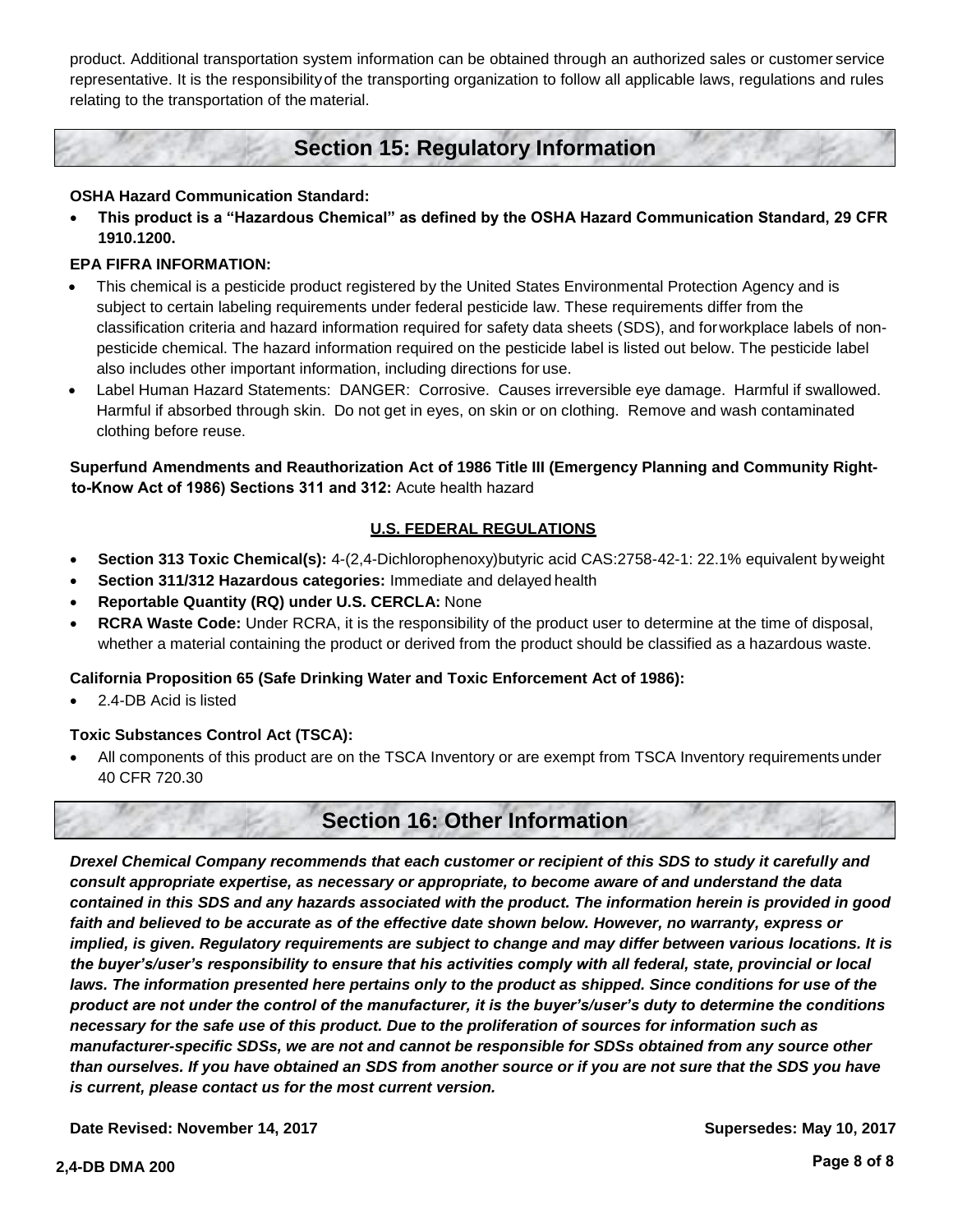product. Additional transportation system information can be obtained through an authorized sales or customer service representative. It is the responsibility of the transporting organization to follow all applicable laws, regulations and rules relating to the transportation of the material.

## Section 15: Regulatory Information

**OSHA Hazard Communication Standard:**

- **This product is a "Hazardous Chemical" as defined by the OSHA Hazard Communication Standard, 29 CFR 1910.1200.**

**EPA FIFRA INFORMATION:**

- This chemical is a pesticide product registered by the United States Environmental Protection Agency and is subject to certain labeling requirements under federal pesticide law. These requirements differ from the classification criteria and hazard information required for safety data sheets (SDS), and for workplace labels of non-pesticide chemical. The hazard information required on the pesticide label is listed out below. The pesticide label also includes other important information, including directions for use.
- Label Human Hazard Statements: DANGER: Corrosive. Causes irreversible eye damage. Harmful if swallowed. Harmful if absorbed through skin. Do not get in eyes, on skin or on clothing. Remove and wash contaminated clothing before reuse.

**Superfund Amendments and Reauthorization Act of 1986 Title III (Emergency Planning and Community Right-to-Know Act of 1986) Sections 311 and 312:** Acute health hazard

**U.S. FEDERAL REGULATIONS**

- **Section 313 Toxic Chemical(s):** 4-(2,4-Dichlorophenoxy)butyric acid CAS:2758-42-1: 22.1% equivalent by weight
- **Section 311/312 Hazardous categories:** Immediate and delayed health
- **Reportable Quantity (RQ) under U.S. CERCLA:** None
- **RCRA Waste Code:** Under RCRA, it is the responsibility of the product user to determine at the time of disposal, whether a material containing the product or derived from the product should be classified as a hazardous waste.

**California Proposition 65 (Safe Drinking Water and Toxic Enforcement Act of 1986):**

- 2.4-DB Acid is listed

**Toxic Substances Control Act (TSCA):**

- All components of this product are on the TSCA Inventory or are exempt from TSCA Inventory requirements under 40 CFR 720.30

## Section 16: Other Information

***Drexel Chemical Company recommends that each customer or recipient of this SDS to study it carefully and consult appropriate expertise, as necessary or appropriate, to become aware of and understand the data contained in this SDS and any hazards associated with the product. The information herein is provided in good faith and believed to be accurate as of the effective date shown below. However, no warranty, express or implied, is given. Regulatory requirements are subject to change and may differ between various locations. It is the buyer's/user's responsibility to ensure that his activities comply with all federal, state, provincial or local laws. The information presented here pertains only to the product as shipped. Since conditions for use of the product are not under the control of the manufacturer, it is the buyer's/user's duty to determine the conditions necessary for the safe use of this product. Due to the proliferation of sources for information such as manufacturer-specific SDSs, we are not and cannot be responsible for SDSs obtained from any source other than ourselves. If you have obtained an SDS from another source or if you are not sure that the SDS you have is current, please contact us for the most current version.***

**Date Revised: November 14, 2017** **Supersedes: May 10, 2017**

**2,4-DB DMA 200**